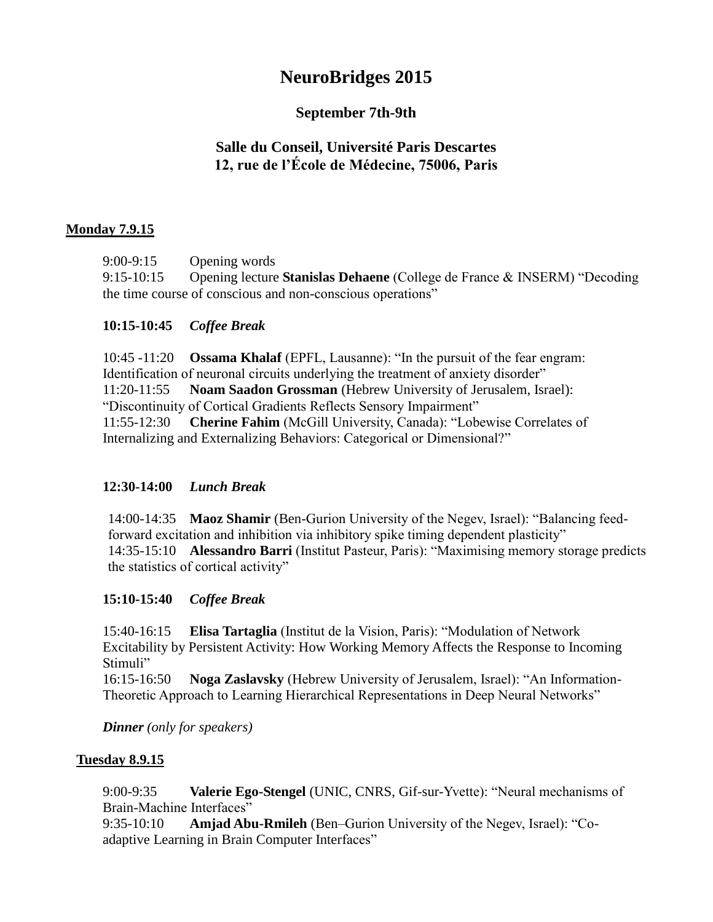# NeuroBridges 2015

## September 7th-9th

## Salle du Conseil, Université Paris Descartes
## 12, rue de l'École de Médecine, 75006, Paris

### Monday 7.9.15

9:00-9:15 Opening words

9:15-10:15 Opening lecture **Stanislas Dehaene** (College de France & INSERM) "Decoding the time course of conscious and non-conscious operations"

**10:15-10:45** ***Coffee Break***

10:45 -11:20 **Ossama Khalaf** (EPFL, Lausanne): "In the pursuit of the fear engram: Identification of neuronal circuits underlying the treatment of anxiety disorder"

11:20-11:55 **Noam Saadon Grossman** (Hebrew University of Jerusalem, Israel): "Discontinuity of Cortical Gradients Reflects Sensory Impairment"

11:55-12:30 **Cherine Fahim** (McGill University, Canada): "Lobewise Correlates of Internalizing and Externalizing Behaviors: Categorical or Dimensional?"

**12:30-14:00** ***Lunch Break***

14:00-14:35 **Maoz Shamir** (Ben-Gurion University of the Negev, Israel): "Balancing feed-forward excitation and inhibition via inhibitory spike timing dependent plasticity"

14:35-15:10 **Alessandro Barri** (Institut Pasteur, Paris): "Maximising memory storage predicts the statistics of cortical activity"

**15:10-15:40** ***Coffee Break***

15:40-16:15 **Elisa Tartaglia** (Institut de la Vision, Paris): "Modulation of Network Excitability by Persistent Activity: How Working Memory Affects the Response to Incoming Stimuli"

16:15-16:50 **Noga Zaslavsky** (Hebrew University of Jerusalem, Israel): "An Information-Theoretic Approach to Learning Hierarchical Representations in Deep Neural Networks"

***Dinner*** *(only for speakers)*

### Tuesday 8.9.15

9:00-9:35 **Valerie Ego-Stengel** (UNIC, CNRS, Gif-sur-Yvette): "Neural mechanisms of Brain-Machine Interfaces"

9:35-10:10 **Amjad Abu-Rmileh** (Ben–Gurion University of the Negev, Israel): "Co-adaptive Learning in Brain Computer Interfaces"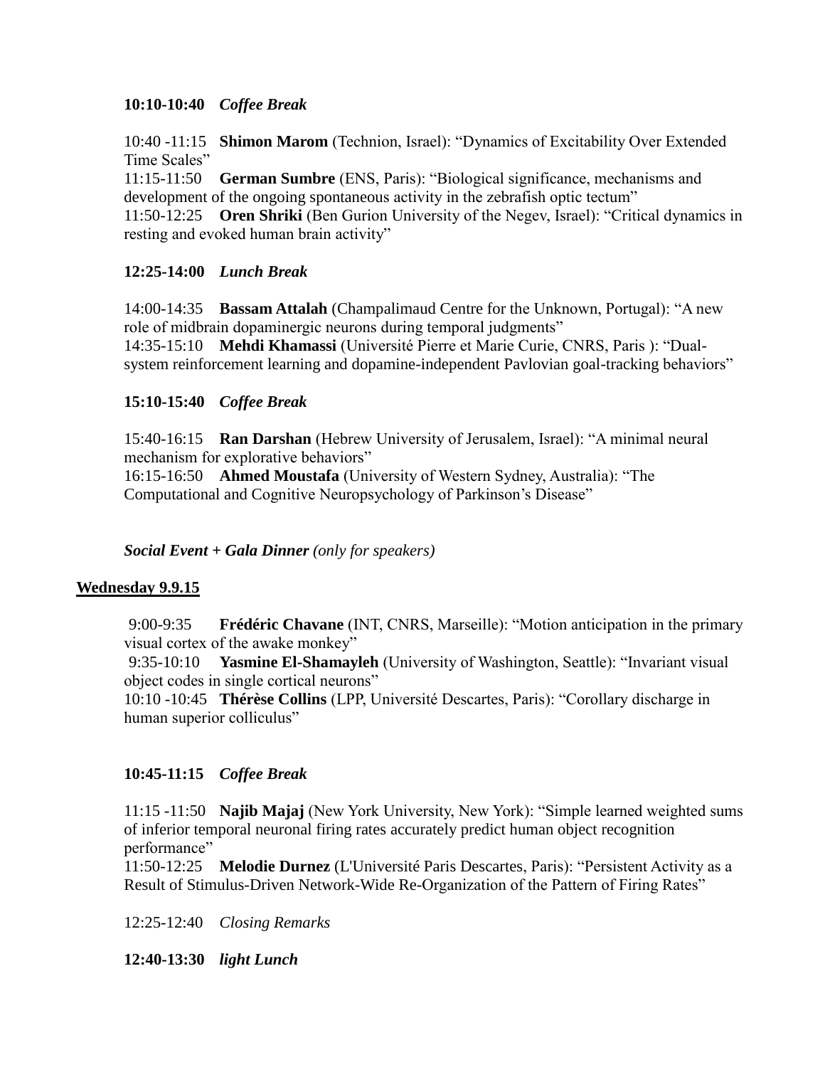**10:10-10:40** ***Coffee Break***

10:40 -11:15 **Shimon Marom** (Technion, Israel): "Dynamics of Excitability Over Extended Time Scales"
11:15-11:50 **German Sumbre** (ENS, Paris): "Biological significance, mechanisms and development of the ongoing spontaneous activity in the zebrafish optic tectum"
11:50-12:25 **Oren Shriki** (Ben Gurion University of the Negev, Israel): "Critical dynamics in resting and evoked human brain activity"

**12:25-14:00** ***Lunch Break***

14:00-14:35 **Bassam Attalah** (Champalimaud Centre for the Unknown, Portugal): "A new role of midbrain dopaminergic neurons during temporal judgments"
14:35-15:10 **Mehdi Khamassi** (Université Pierre et Marie Curie, CNRS, Paris ): "Dual-system reinforcement learning and dopamine-independent Pavlovian goal-tracking behaviors"

**15:10-15:40** ***Coffee Break***

15:40-16:15 **Ran Darshan** (Hebrew University of Jerusalem, Israel): "A minimal neural mechanism for explorative behaviors"
16:15-16:50 **Ahmed Moustafa** (University of Western Sydney, Australia): "The Computational and Cognitive Neuropsychology of Parkinson's Disease"

***Social Event + Gala Dinner*** *(only for speakers)*

## Wednesday 9.9.15

9:00-9:35 **Frédéric Chavane** (INT, CNRS, Marseille): "Motion anticipation in the primary visual cortex of the awake monkey"
9:35-10:10 **Yasmine El-Shamayleh** (University of Washington, Seattle): "Invariant visual object codes in single cortical neurons"
10:10 -10:45 **Thérèse Collins** (LPP, Université Descartes, Paris): "Corollary discharge in human superior colliculus"

**10:45-11:15** ***Coffee Break***

11:15 -11:50 **Najib Majaj** (New York University, New York): "Simple learned weighted sums of inferior temporal neuronal firing rates accurately predict human object recognition performance"
11:50-12:25 **Melodie Durnez** (L'Université Paris Descartes, Paris): "Persistent Activity as a Result of Stimulus-Driven Network-Wide Re-Organization of the Pattern of Firing Rates"

12:25-12:40 *Closing Remarks*

**12:40-13:30** ***light Lunch***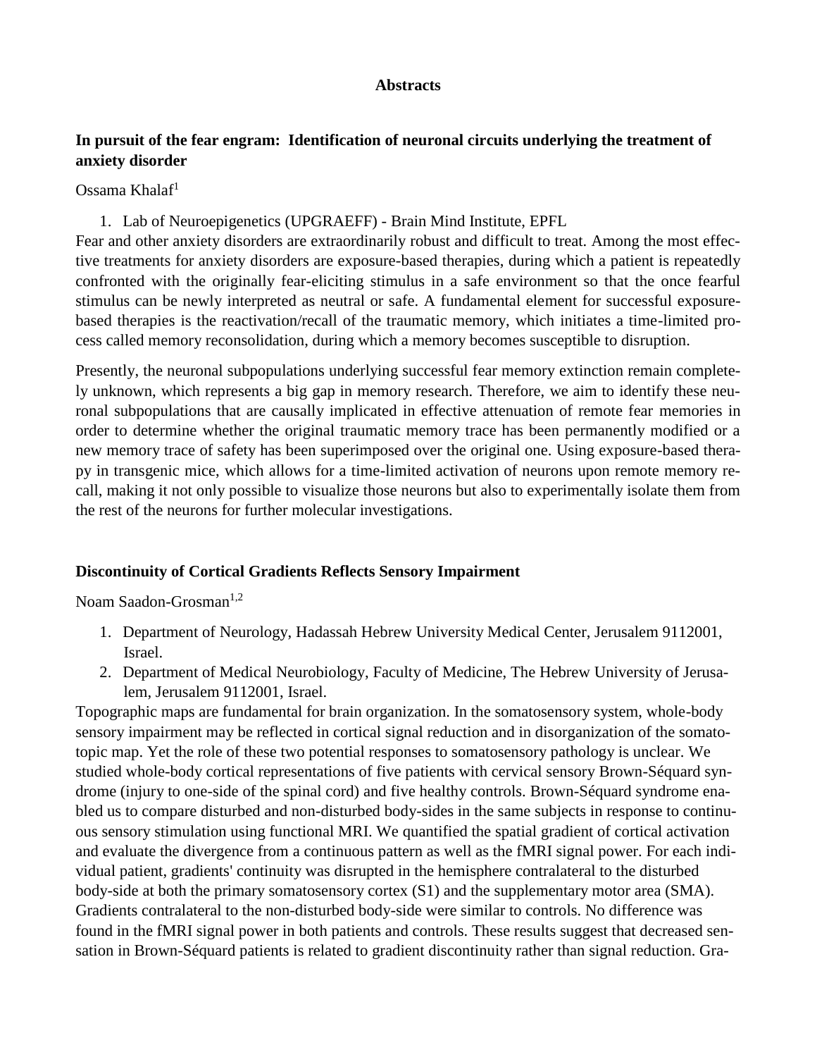# Abstracts

## In pursuit of the fear engram: Identification of neuronal circuits underlying the treatment of anxiety disorder

Ossama Khalaf[1]

1. Lab of Neuroepigenetics (UPGRAEFF) - Brain Mind Institute, EPFL

Fear and other anxiety disorders are extraordinarily robust and difficult to treat. Among the most effective treatments for anxiety disorders are exposure-based therapies, during which a patient is repeatedly confronted with the originally fear-eliciting stimulus in a safe environment so that the once fearful stimulus can be newly interpreted as neutral or safe. A fundamental element for successful exposure-based therapies is the reactivation/recall of the traumatic memory, which initiates a time-limited process called memory reconsolidation, during which a memory becomes susceptible to disruption.

Presently, the neuronal subpopulations underlying successful fear memory extinction remain completely unknown, which represents a big gap in memory research. Therefore, we aim to identify these neuronal subpopulations that are causally implicated in effective attenuation of remote fear memories in order to determine whether the original traumatic memory trace has been permanently modified or a new memory trace of safety has been superimposed over the original one. Using exposure-based therapy in transgenic mice, which allows for a time-limited activation of neurons upon remote memory recall, making it not only possible to visualize those neurons but also to experimentally isolate them from the rest of the neurons for further molecular investigations.

## Discontinuity of Cortical Gradients Reflects Sensory Impairment

Noam Saadon-Grosman[1,2]

1. Department of Neurology, Hadassah Hebrew University Medical Center, Jerusalem 9112001, Israel.
2. Department of Medical Neurobiology, Faculty of Medicine, The Hebrew University of Jerusalem, Jerusalem 9112001, Israel.

Topographic maps are fundamental for brain organization. In the somatosensory system, whole-body sensory impairment may be reflected in cortical signal reduction and in disorganization of the somatotopic map. Yet the role of these two potential responses to somatosensory pathology is unclear. We studied whole-body cortical representations of five patients with cervical sensory Brown-Séquard syndrome (injury to one-side of the spinal cord) and five healthy controls. Brown-Séquard syndrome enabled us to compare disturbed and non-disturbed body-sides in the same subjects in response to continuous sensory stimulation using functional MRI. We quantified the spatial gradient of cortical activation and evaluate the divergence from a continuous pattern as well as the fMRI signal power. For each individual patient, gradients' continuity was disrupted in the hemisphere contralateral to the disturbed body-side at both the primary somatosensory cortex (S1) and the supplementary motor area (SMA). Gradients contralateral to the non-disturbed body-side were similar to controls. No difference was found in the fMRI signal power in both patients and controls. These results suggest that decreased sensation in Brown-Séquard patients is related to gradient discontinuity rather than signal reduction. Gra-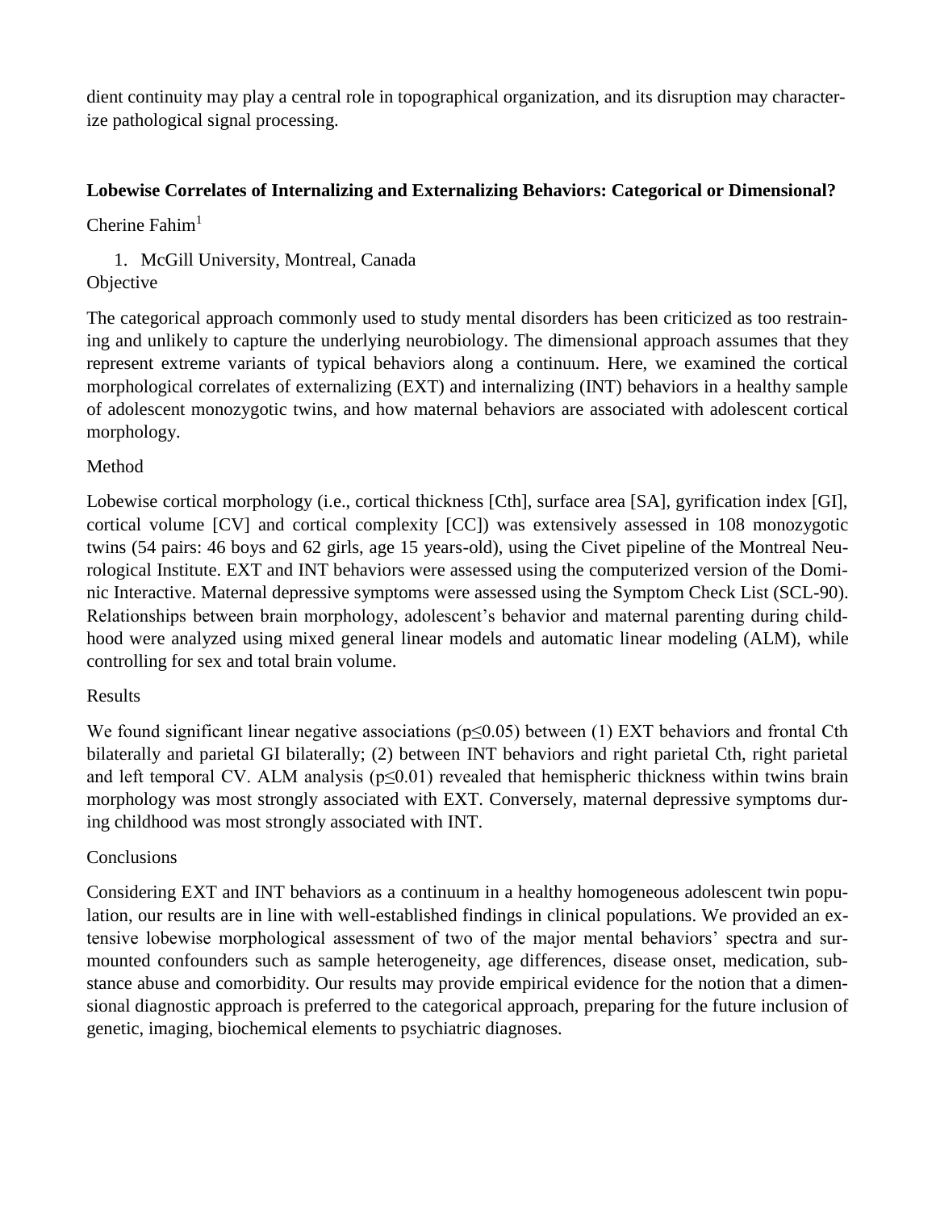dient continuity may play a central role in topographical organization, and its disruption may characterize pathological signal processing.

### Lobewise Correlates of Internalizing and Externalizing Behaviors: Categorical or Dimensional?

Cherine Fahim[1]

1. McGill University, Montreal, Canada

Objective

The categorical approach commonly used to study mental disorders has been criticized as too restraining and unlikely to capture the underlying neurobiology. The dimensional approach assumes that they represent extreme variants of typical behaviors along a continuum. Here, we examined the cortical morphological correlates of externalizing (EXT) and internalizing (INT) behaviors in a healthy sample of adolescent monozygotic twins, and how maternal behaviors are associated with adolescent cortical morphology.

Method

Lobewise cortical morphology (i.e., cortical thickness [Cth], surface area [SA], gyrification index [GI], cortical volume [CV] and cortical complexity [CC]) was extensively assessed in 108 monozygotic twins (54 pairs: 46 boys and 62 girls, age 15 years-old), using the Civet pipeline of the Montreal Neurological Institute. EXT and INT behaviors were assessed using the computerized version of the Dominic Interactive. Maternal depressive symptoms were assessed using the Symptom Check List (SCL-90). Relationships between brain morphology, adolescent's behavior and maternal parenting during childhood were analyzed using mixed general linear models and automatic linear modeling (ALM), while controlling for sex and total brain volume.

Results

We found significant linear negative associations ($p \leq 0.05$) between (1) EXT behaviors and frontal Cth bilaterally and parietal GI bilaterally; (2) between INT behaviors and right parietal Cth, right parietal and left temporal CV. ALM analysis ($p \leq 0.01$) revealed that hemispheric thickness within twins brain morphology was most strongly associated with EXT. Conversely, maternal depressive symptoms during childhood was most strongly associated with INT.

Conclusions

Considering EXT and INT behaviors as a continuum in a healthy homogeneous adolescent twin population, our results are in line with well-established findings in clinical populations. We provided an extensive lobewise morphological assessment of two of the major mental behaviors' spectra and surmounted confounders such as sample heterogeneity, age differences, disease onset, medication, substance abuse and comorbidity. Our results may provide empirical evidence for the notion that a dimensional diagnostic approach is preferred to the categorical approach, preparing for the future inclusion of genetic, imaging, biochemical elements to psychiatric diagnoses.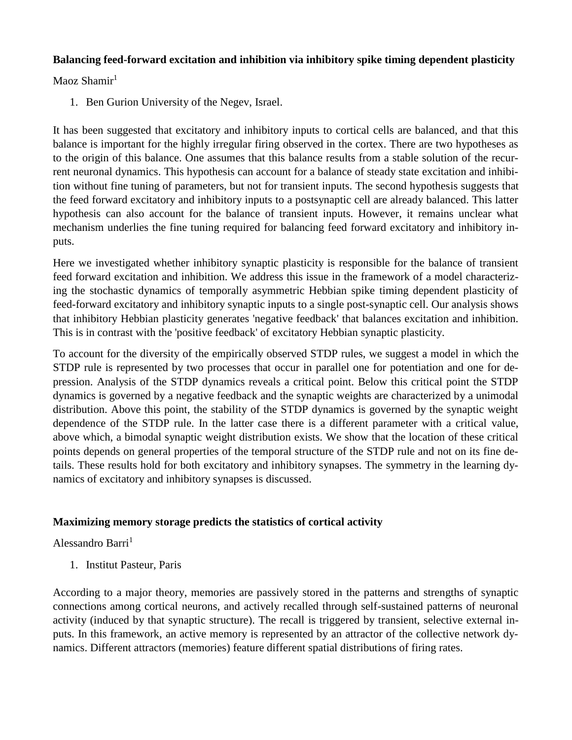**Balancing feed-forward excitation and inhibition via inhibitory spike timing dependent plasticity**

Maoz Shamir[1]

1. Ben Gurion University of the Negev, Israel.

It has been suggested that excitatory and inhibitory inputs to cortical cells are balanced, and that this balance is important for the highly irregular firing observed in the cortex. There are two hypotheses as to the origin of this balance. One assumes that this balance results from a stable solution of the recurrent neuronal dynamics. This hypothesis can account for a balance of steady state excitation and inhibition without fine tuning of parameters, but not for transient inputs. The second hypothesis suggests that the feed forward excitatory and inhibitory inputs to a postsynaptic cell are already balanced. This latter hypothesis can also account for the balance of transient inputs. However, it remains unclear what mechanism underlies the fine tuning required for balancing feed forward excitatory and inhibitory inputs.

Here we investigated whether inhibitory synaptic plasticity is responsible for the balance of transient feed forward excitation and inhibition. We address this issue in the framework of a model characterizing the stochastic dynamics of temporally asymmetric Hebbian spike timing dependent plasticity of feed-forward excitatory and inhibitory synaptic inputs to a single post-synaptic cell. Our analysis shows that inhibitory Hebbian plasticity generates 'negative feedback' that balances excitation and inhibition. This is in contrast with the 'positive feedback' of excitatory Hebbian synaptic plasticity.

To account for the diversity of the empirically observed STDP rules, we suggest a model in which the STDP rule is represented by two processes that occur in parallel one for potentiation and one for depression. Analysis of the STDP dynamics reveals a critical point. Below this critical point the STDP dynamics is governed by a negative feedback and the synaptic weights are characterized by a unimodal distribution. Above this point, the stability of the STDP dynamics is governed by the synaptic weight dependence of the STDP rule. In the latter case there is a different parameter with a critical value, above which, a bimodal synaptic weight distribution exists. We show that the location of these critical points depends on general properties of the temporal structure of the STDP rule and not on its fine details. These results hold for both excitatory and inhibitory synapses. The symmetry in the learning dynamics of excitatory and inhibitory synapses is discussed.

**Maximizing memory storage predicts the statistics of cortical activity**

Alessandro Barri[1]

1. Institut Pasteur, Paris

According to a major theory, memories are passively stored in the patterns and strengths of synaptic connections among cortical neurons, and actively recalled through self-sustained patterns of neuronal activity (induced by that synaptic structure). The recall is triggered by transient, selective external inputs. In this framework, an active memory is represented by an attractor of the collective network dynamics. Different attractors (memories) feature different spatial distributions of firing rates.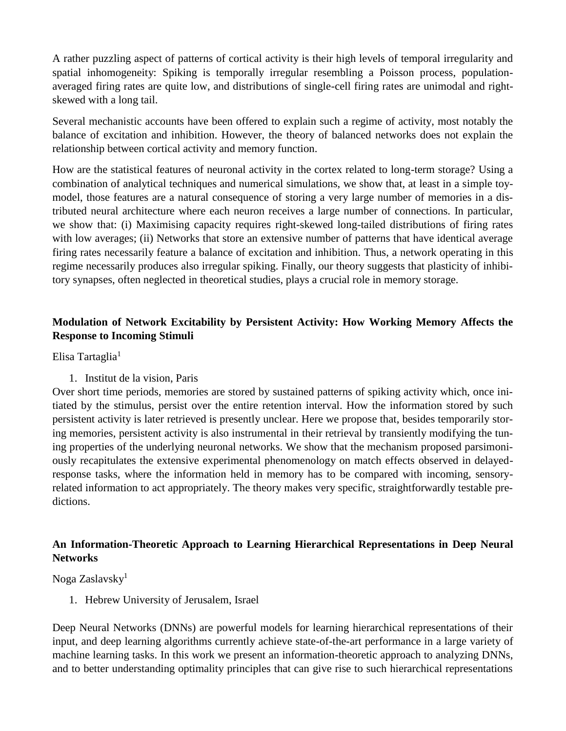A rather puzzling aspect of patterns of cortical activity is their high levels of temporal irregularity and spatial inhomogeneity: Spiking is temporally irregular resembling a Poisson process, population-averaged firing rates are quite low, and distributions of single-cell firing rates are unimodal and right-skewed with a long tail.

Several mechanistic accounts have been offered to explain such a regime of activity, most notably the balance of excitation and inhibition. However, the theory of balanced networks does not explain the relationship between cortical activity and memory function.

How are the statistical features of neuronal activity in the cortex related to long-term storage? Using a combination of analytical techniques and numerical simulations, we show that, at least in a simple toy-model, those features are a natural consequence of storing a very large number of memories in a distributed neural architecture where each neuron receives a large number of connections. In particular, we show that: (i) Maximising capacity requires right-skewed long-tailed distributions of firing rates with low averages; (ii) Networks that store an extensive number of patterns that have identical average firing rates necessarily feature a balance of excitation and inhibition. Thus, a network operating in this regime necessarily produces also irregular spiking. Finally, our theory suggests that plasticity of inhibitory synapses, often neglected in theoretical studies, plays a crucial role in memory storage.

### Modulation of Network Excitability by Persistent Activity: How Working Memory Affects the Response to Incoming Stimuli

Elisa Tartaglia[1]

1. Institut de la vision, Paris

Over short time periods, memories are stored by sustained patterns of spiking activity which, once initiated by the stimulus, persist over the entire retention interval. How the information stored by such persistent activity is later retrieved is presently unclear. Here we propose that, besides temporarily storing memories, persistent activity is also instrumental in their retrieval by transiently modifying the tuning properties of the underlying neuronal networks. We show that the mechanism proposed parsimoniously recapitulates the extensive experimental phenomenology on match effects observed in delayed-response tasks, where the information held in memory has to be compared with incoming, sensory-related information to act appropriately. The theory makes very specific, straightforwardly testable predictions.

### An Information-Theoretic Approach to Learning Hierarchical Representations in Deep Neural Networks

Noga Zaslavsky[1]

1. Hebrew University of Jerusalem, Israel

Deep Neural Networks (DNNs) are powerful models for learning hierarchical representations of their input, and deep learning algorithms currently achieve state-of-the-art performance in a large variety of machine learning tasks. In this work we present an information-theoretic approach to analyzing DNNs, and to better understanding optimality principles that can give rise to such hierarchical representations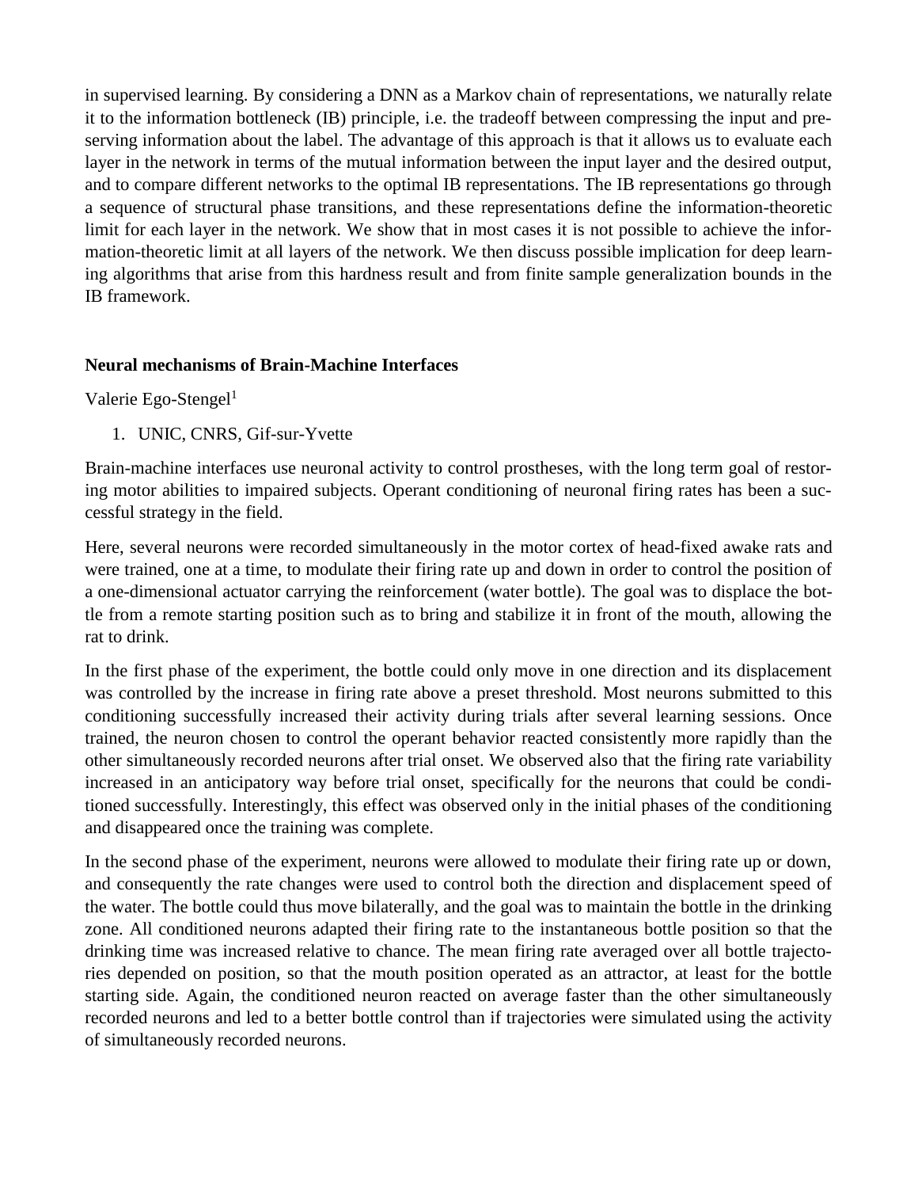in supervised learning. By considering a DNN as a Markov chain of representations, we naturally relate it to the information bottleneck (IB) principle, i.e. the tradeoff between compressing the input and preserving information about the label. The advantage of this approach is that it allows us to evaluate each layer in the network in terms of the mutual information between the input layer and the desired output, and to compare different networks to the optimal IB representations. The IB representations go through a sequence of structural phase transitions, and these representations define the information-theoretic limit for each layer in the network. We show that in most cases it is not possible to achieve the information-theoretic limit at all layers of the network. We then discuss possible implication for deep learning algorithms that arise from this hardness result and from finite sample generalization bounds in the IB framework.

**Neural mechanisms of Brain-Machine Interfaces**

Valerie Ego-Stengel[1]

1. UNIC, CNRS, Gif-sur-Yvette

Brain-machine interfaces use neuronal activity to control prostheses, with the long term goal of restoring motor abilities to impaired subjects. Operant conditioning of neuronal firing rates has been a successful strategy in the field.

Here, several neurons were recorded simultaneously in the motor cortex of head-fixed awake rats and were trained, one at a time, to modulate their firing rate up and down in order to control the position of a one-dimensional actuator carrying the reinforcement (water bottle). The goal was to displace the bottle from a remote starting position such as to bring and stabilize it in front of the mouth, allowing the rat to drink.

In the first phase of the experiment, the bottle could only move in one direction and its displacement was controlled by the increase in firing rate above a preset threshold. Most neurons submitted to this conditioning successfully increased their activity during trials after several learning sessions. Once trained, the neuron chosen to control the operant behavior reacted consistently more rapidly than the other simultaneously recorded neurons after trial onset. We observed also that the firing rate variability increased in an anticipatory way before trial onset, specifically for the neurons that could be conditioned successfully. Interestingly, this effect was observed only in the initial phases of the conditioning and disappeared once the training was complete.

In the second phase of the experiment, neurons were allowed to modulate their firing rate up or down, and consequently the rate changes were used to control both the direction and displacement speed of the water. The bottle could thus move bilaterally, and the goal was to maintain the bottle in the drinking zone. All conditioned neurons adapted their firing rate to the instantaneous bottle position so that the drinking time was increased relative to chance. The mean firing rate averaged over all bottle trajectories depended on position, so that the mouth position operated as an attractor, at least for the bottle starting side. Again, the conditioned neuron reacted on average faster than the other simultaneously recorded neurons and led to a better bottle control than if trajectories were simulated using the activity of simultaneously recorded neurons.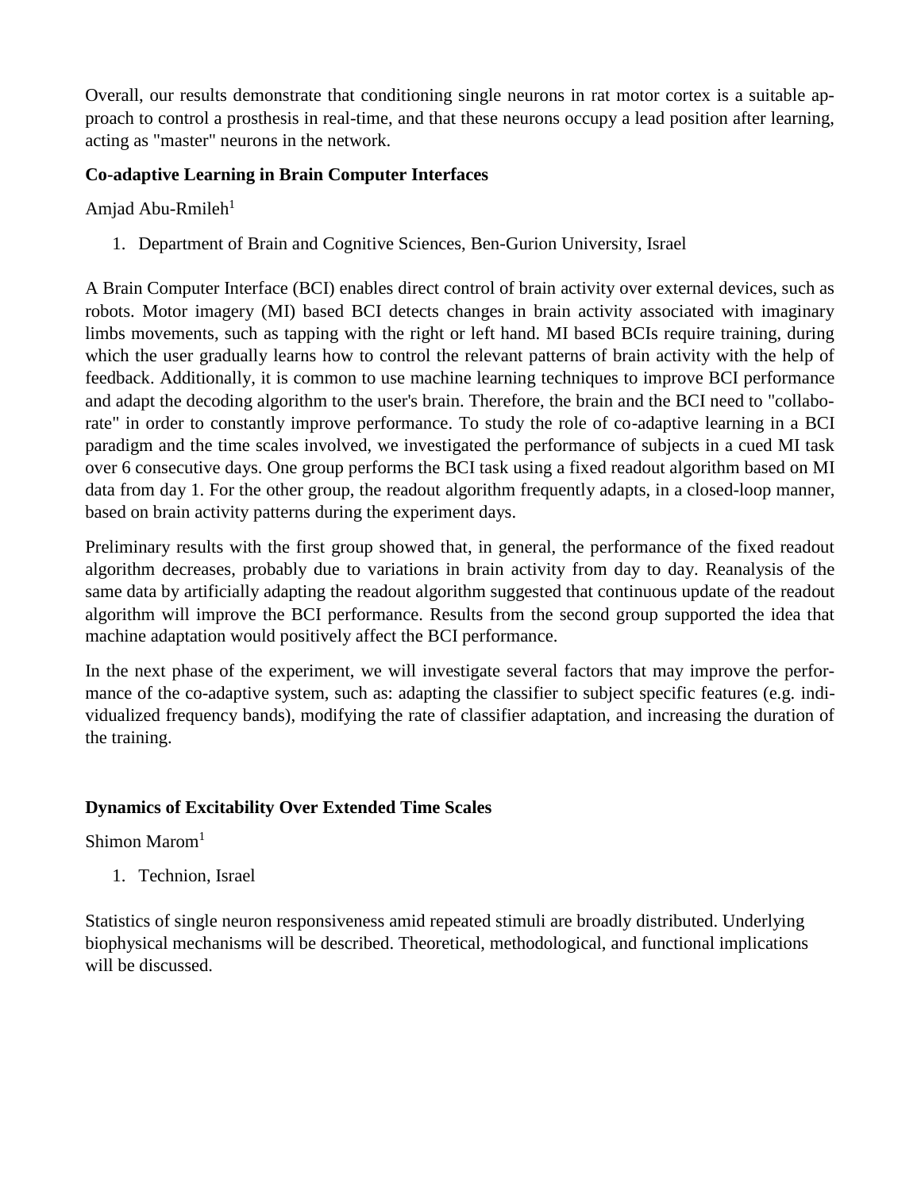Overall, our results demonstrate that conditioning single neurons in rat motor cortex is a suitable approach to control a prosthesis in real-time, and that these neurons occupy a lead position after learning, acting as "master" neurons in the network.

### Co-adaptive Learning in Brain Computer Interfaces

Amjad Abu-Rmileh[1]

1. Department of Brain and Cognitive Sciences, Ben-Gurion University, Israel

A Brain Computer Interface (BCI) enables direct control of brain activity over external devices, such as robots. Motor imagery (MI) based BCI detects changes in brain activity associated with imaginary limbs movements, such as tapping with the right or left hand. MI based BCIs require training, during which the user gradually learns how to control the relevant patterns of brain activity with the help of feedback. Additionally, it is common to use machine learning techniques to improve BCI performance and adapt the decoding algorithm to the user's brain. Therefore, the brain and the BCI need to "collaborate" in order to constantly improve performance. To study the role of co-adaptive learning in a BCI paradigm and the time scales involved, we investigated the performance of subjects in a cued MI task over 6 consecutive days. One group performs the BCI task using a fixed readout algorithm based on MI data from day 1. For the other group, the readout algorithm frequently adapts, in a closed-loop manner, based on brain activity patterns during the experiment days.

Preliminary results with the first group showed that, in general, the performance of the fixed readout algorithm decreases, probably due to variations in brain activity from day to day. Reanalysis of the same data by artificially adapting the readout algorithm suggested that continuous update of the readout algorithm will improve the BCI performance. Results from the second group supported the idea that machine adaptation would positively affect the BCI performance.

In the next phase of the experiment, we will investigate several factors that may improve the performance of the co-adaptive system, such as: adapting the classifier to subject specific features (e.g. individualized frequency bands), modifying the rate of classifier adaptation, and increasing the duration of the training.

### Dynamics of Excitability Over Extended Time Scales

Shimon Marom[1]

1. Technion, Israel

Statistics of single neuron responsiveness amid repeated stimuli are broadly distributed. Underlying biophysical mechanisms will be described. Theoretical, methodological, and functional implications will be discussed.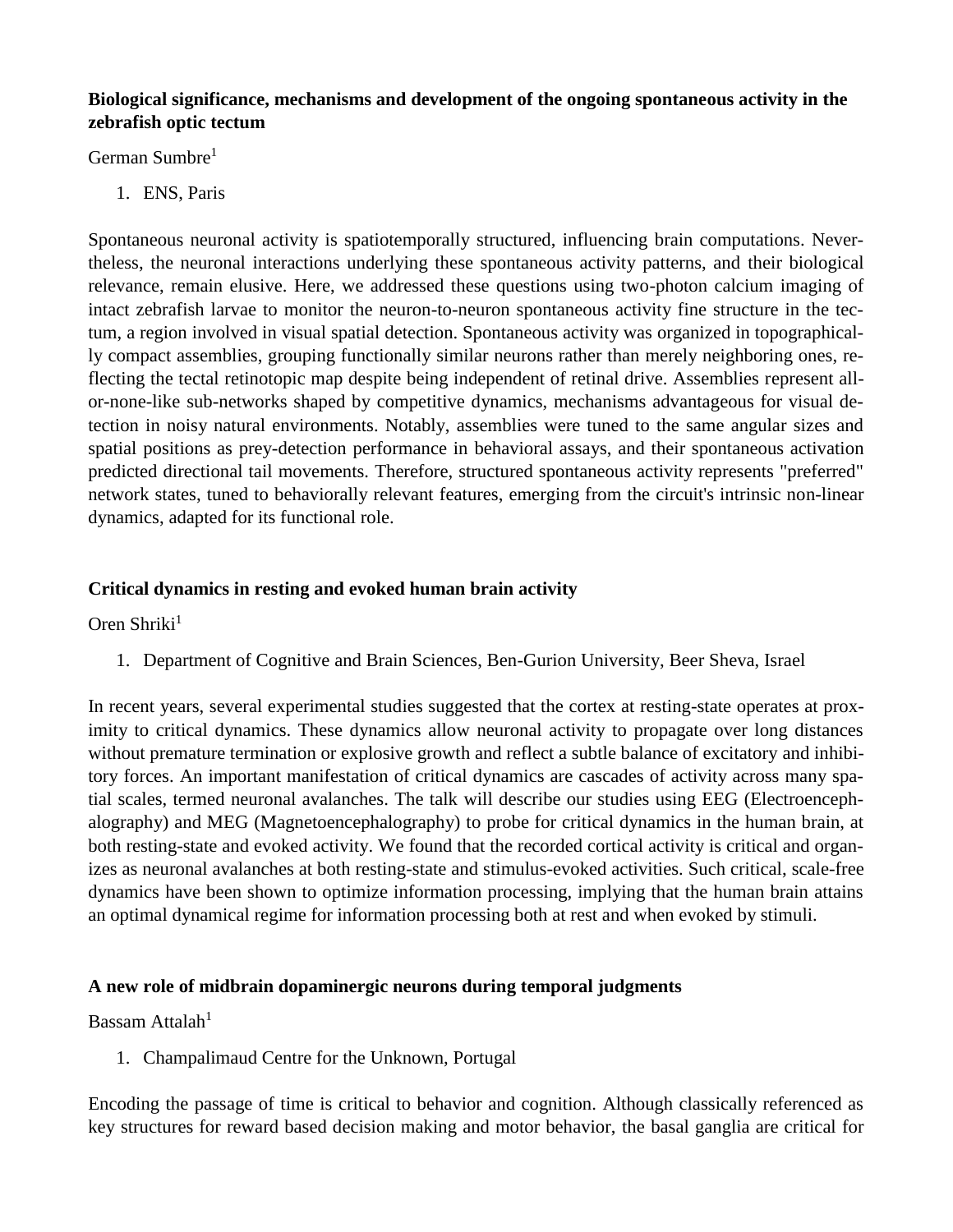**Biological significance, mechanisms and development of the ongoing spontaneous activity in the zebrafish optic tectum**

German Sumbre[1]

1. ENS, Paris

Spontaneous neuronal activity is spatiotemporally structured, influencing brain computations. Nevertheless, the neuronal interactions underlying these spontaneous activity patterns, and their biological relevance, remain elusive. Here, we addressed these questions using two-photon calcium imaging of intact zebrafish larvae to monitor the neuron-to-neuron spontaneous activity fine structure in the tectum, a region involved in visual spatial detection. Spontaneous activity was organized in topographically compact assemblies, grouping functionally similar neurons rather than merely neighboring ones, reflecting the tectal retinotopic map despite being independent of retinal drive. Assemblies represent all-or-none-like sub-networks shaped by competitive dynamics, mechanisms advantageous for visual detection in noisy natural environments. Notably, assemblies were tuned to the same angular sizes and spatial positions as prey-detection performance in behavioral assays, and their spontaneous activation predicted directional tail movements. Therefore, structured spontaneous activity represents "preferred" network states, tuned to behaviorally relevant features, emerging from the circuit's intrinsic non-linear dynamics, adapted for its functional role.

**Critical dynamics in resting and evoked human brain activity**

Oren Shriki[1]

1. Department of Cognitive and Brain Sciences, Ben-Gurion University, Beer Sheva, Israel

In recent years, several experimental studies suggested that the cortex at resting-state operates at proximity to critical dynamics. These dynamics allow neuronal activity to propagate over long distances without premature termination or explosive growth and reflect a subtle balance of excitatory and inhibitory forces. An important manifestation of critical dynamics are cascades of activity across many spatial scales, termed neuronal avalanches. The talk will describe our studies using EEG (Electroencephalography) and MEG (Magnetoencephalography) to probe for critical dynamics in the human brain, at both resting-state and evoked activity. We found that the recorded cortical activity is critical and organizes as neuronal avalanches at both resting-state and stimulus-evoked activities. Such critical, scale-free dynamics have been shown to optimize information processing, implying that the human brain attains an optimal dynamical regime for information processing both at rest and when evoked by stimuli.

**A new role of midbrain dopaminergic neurons during temporal judgments**

Bassam Attalah[1]

1. Champalimaud Centre for the Unknown, Portugal

Encoding the passage of time is critical to behavior and cognition. Although classically referenced as key structures for reward based decision making and motor behavior, the basal ganglia are critical for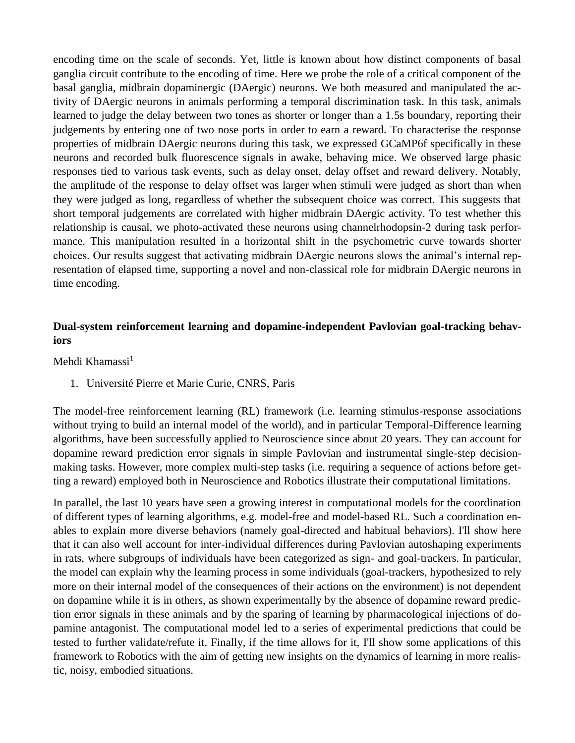encoding time on the scale of seconds. Yet, little is known about how distinct components of basal ganglia circuit contribute to the encoding of time. Here we probe the role of a critical component of the basal ganglia, midbrain dopaminergic (DAergic) neurons. We both measured and manipulated the activity of DAergic neurons in animals performing a temporal discrimination task. In this task, animals learned to judge the delay between two tones as shorter or longer than a 1.5s boundary, reporting their judgements by entering one of two nose ports in order to earn a reward. To characterise the response properties of midbrain DAergic neurons during this task, we expressed GCaMP6f specifically in these neurons and recorded bulk fluorescence signals in awake, behaving mice. We observed large phasic responses tied to various task events, such as delay onset, delay offset and reward delivery. Notably, the amplitude of the response to delay offset was larger when stimuli were judged as short than when they were judged as long, regardless of whether the subsequent choice was correct. This suggests that short temporal judgements are correlated with higher midbrain DAergic activity. To test whether this relationship is causal, we photo-activated these neurons using channelrhodopsin-2 during task performance. This manipulation resulted in a horizontal shift in the psychometric curve towards shorter choices. Our results suggest that activating midbrain DAergic neurons slows the animal's internal representation of elapsed time, supporting a novel and non-classical role for midbrain DAergic neurons in time encoding.

### Dual-system reinforcement learning and dopamine-independent Pavlovian goal-tracking behaviors

Mehdi Khamassi[1]

1. Université Pierre et Marie Curie, CNRS, Paris

The model-free reinforcement learning (RL) framework (i.e. learning stimulus-response associations without trying to build an internal model of the world), and in particular Temporal-Difference learning algorithms, have been successfully applied to Neuroscience since about 20 years. They can account for dopamine reward prediction error signals in simple Pavlovian and instrumental single-step decision-making tasks. However, more complex multi-step tasks (i.e. requiring a sequence of actions before getting a reward) employed both in Neuroscience and Robotics illustrate their computational limitations.

In parallel, the last 10 years have seen a growing interest in computational models for the coordination of different types of learning algorithms, e.g. model-free and model-based RL. Such a coordination enables to explain more diverse behaviors (namely goal-directed and habitual behaviors). I'll show here that it can also well account for inter-individual differences during Pavlovian autoshaping experiments in rats, where subgroups of individuals have been categorized as sign- and goal-trackers. In particular, the model can explain why the learning process in some individuals (goal-trackers, hypothesized to rely more on their internal model of the consequences of their actions on the environment) is not dependent on dopamine while it is in others, as shown experimentally by the absence of dopamine reward prediction error signals in these animals and by the sparing of learning by pharmacological injections of dopamine antagonist. The computational model led to a series of experimental predictions that could be tested to further validate/refute it. Finally, if the time allows for it, I'll show some applications of this framework to Robotics with the aim of getting new insights on the dynamics of learning in more realistic, noisy, embodied situations.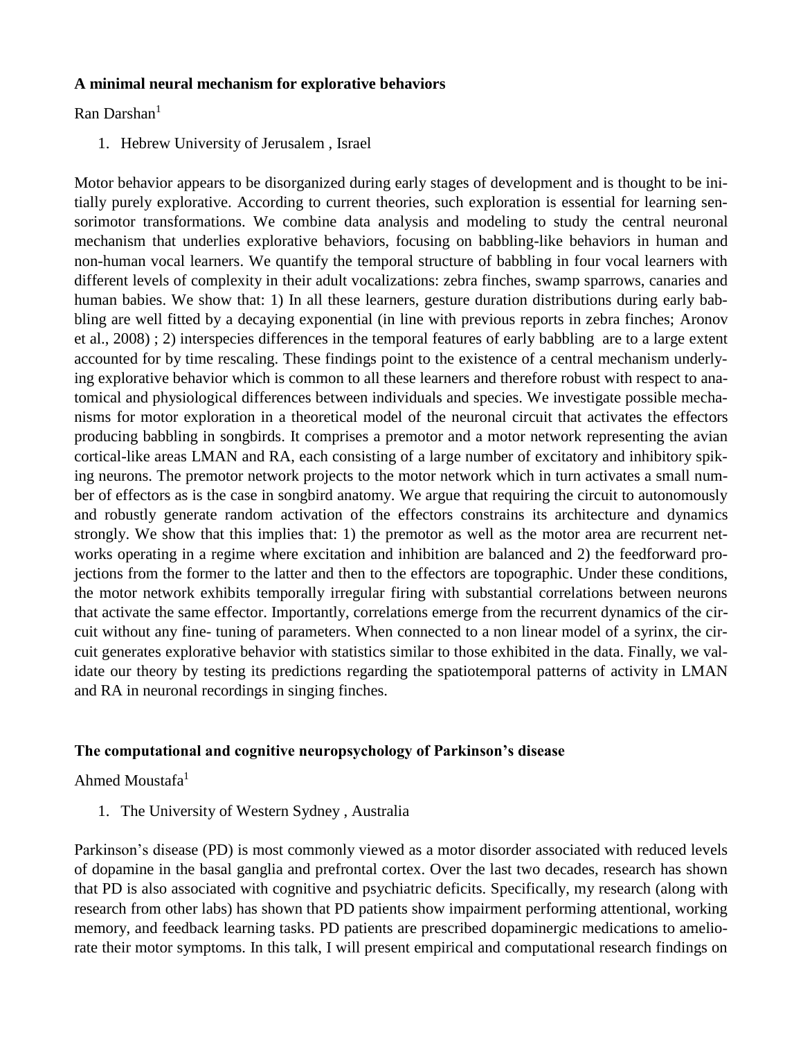### A minimal neural mechanism for explorative behaviors

Ran Darshan[1]

1. Hebrew University of Jerusalem , Israel

Motor behavior appears to be disorganized during early stages of development and is thought to be initially purely explorative. According to current theories, such exploration is essential for learning sensorimotor transformations. We combine data analysis and modeling to study the central neuronal mechanism that underlies explorative behaviors, focusing on babbling-like behaviors in human and non-human vocal learners. We quantify the temporal structure of babbling in four vocal learners with different levels of complexity in their adult vocalizations: zebra finches, swamp sparrows, canaries and human babies. We show that: 1) In all these learners, gesture duration distributions during early babbling are well fitted by a decaying exponential (in line with previous reports in zebra finches; Aronov et al., 2008) ; 2) interspecies differences in the temporal features of early babbling are to a large extent accounted for by time rescaling. These findings point to the existence of a central mechanism underlying explorative behavior which is common to all these learners and therefore robust with respect to anatomical and physiological differences between individuals and species. We investigate possible mechanisms for motor exploration in a theoretical model of the neuronal circuit that activates the effectors producing babbling in songbirds. It comprises a premotor and a motor network representing the avian cortical-like areas LMAN and RA, each consisting of a large number of excitatory and inhibitory spiking neurons. The premotor network projects to the motor network which in turn activates a small number of effectors as is the case in songbird anatomy. We argue that requiring the circuit to autonomously and robustly generate random activation of the effectors constrains its architecture and dynamics strongly. We show that this implies that: 1) the premotor as well as the motor area are recurrent networks operating in a regime where excitation and inhibition are balanced and 2) the feedforward projections from the former to the latter and then to the effectors are topographic. Under these conditions, the motor network exhibits temporally irregular firing with substantial correlations between neurons that activate the same effector. Importantly, correlations emerge from the recurrent dynamics of the circuit without any fine- tuning of parameters. When connected to a non linear model of a syrinx, the circuit generates explorative behavior with statistics similar to those exhibited in the data. Finally, we validate our theory by testing its predictions regarding the spatiotemporal patterns of activity in LMAN and RA in neuronal recordings in singing finches.

### The computational and cognitive neuropsychology of Parkinson's disease

Ahmed Moustafa[1]

1. The University of Western Sydney , Australia

Parkinson's disease (PD) is most commonly viewed as a motor disorder associated with reduced levels of dopamine in the basal ganglia and prefrontal cortex. Over the last two decades, research has shown that PD is also associated with cognitive and psychiatric deficits. Specifically, my research (along with research from other labs) has shown that PD patients show impairment performing attentional, working memory, and feedback learning tasks. PD patients are prescribed dopaminergic medications to ameliorate their motor symptoms. In this talk, I will present empirical and computational research findings on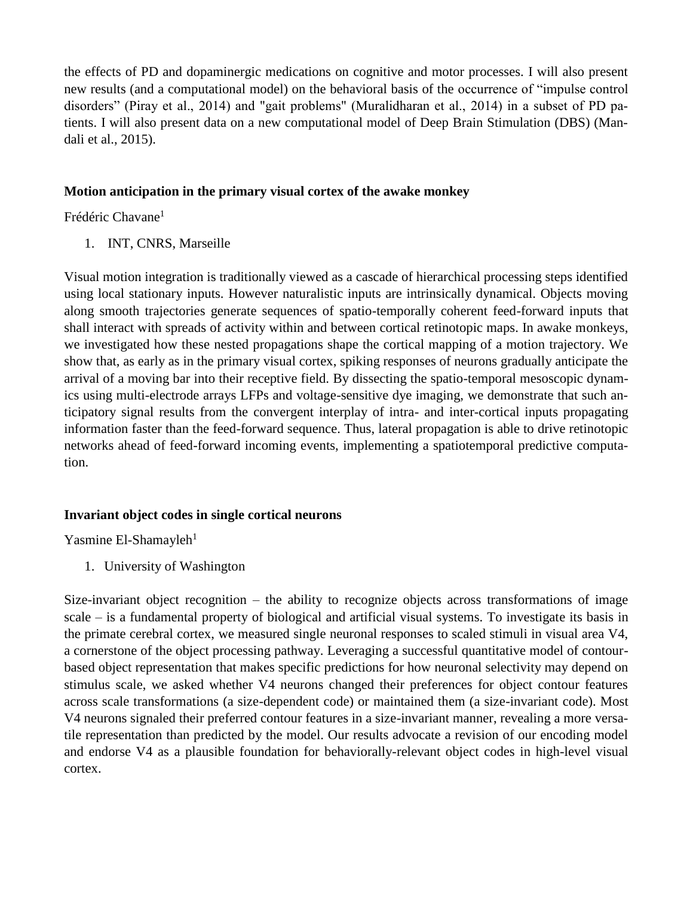the effects of PD and dopaminergic medications on cognitive and motor processes. I will also present new results (and a computational model) on the behavioral basis of the occurrence of "impulse control disorders" (Piray et al., 2014) and "gait problems" (Muralidharan et al., 2014) in a subset of PD patients. I will also present data on a new computational model of Deep Brain Stimulation (DBS) (Mandali et al., 2015).

### Motion anticipation in the primary visual cortex of the awake monkey

Frédéric Chavane[1]

1. INT, CNRS, Marseille

Visual motion integration is traditionally viewed as a cascade of hierarchical processing steps identified using local stationary inputs. However naturalistic inputs are intrinsically dynamical. Objects moving along smooth trajectories generate sequences of spatio-temporally coherent feed-forward inputs that shall interact with spreads of activity within and between cortical retinotopic maps. In awake monkeys, we investigated how these nested propagations shape the cortical mapping of a motion trajectory. We show that, as early as in the primary visual cortex, spiking responses of neurons gradually anticipate the arrival of a moving bar into their receptive field. By dissecting the spatio-temporal mesoscopic dynamics using multi-electrode arrays LFPs and voltage-sensitive dye imaging, we demonstrate that such anticipatory signal results from the convergent interplay of intra- and inter-cortical inputs propagating information faster than the feed-forward sequence. Thus, lateral propagation is able to drive retinotopic networks ahead of feed-forward incoming events, implementing a spatiotemporal predictive computation.

### Invariant object codes in single cortical neurons

Yasmine El-Shamayleh[1]

1. University of Washington

Size-invariant object recognition – the ability to recognize objects across transformations of image scale – is a fundamental property of biological and artificial visual systems. To investigate its basis in the primate cerebral cortex, we measured single neuronal responses to scaled stimuli in visual area V4, a cornerstone of the object processing pathway. Leveraging a successful quantitative model of contour-based object representation that makes specific predictions for how neuronal selectivity may depend on stimulus scale, we asked whether V4 neurons changed their preferences for object contour features across scale transformations (a size-dependent code) or maintained them (a size-invariant code). Most V4 neurons signaled their preferred contour features in a size-invariant manner, revealing a more versatile representation than predicted by the model. Our results advocate a revision of our encoding model and endorse V4 as a plausible foundation for behaviorally-relevant object codes in high-level visual cortex.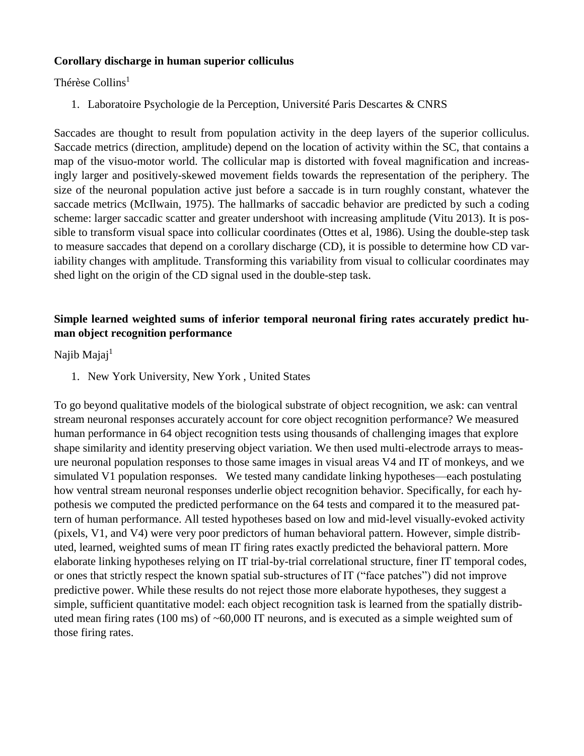**Corollary discharge in human superior colliculus**

Thérèse Collins[1]

1. Laboratoire Psychologie de la Perception, Université Paris Descartes & CNRS

Saccades are thought to result from population activity in the deep layers of the superior colliculus. Saccade metrics (direction, amplitude) depend on the location of activity within the SC, that contains a map of the visuo-motor world. The collicular map is distorted with foveal magnification and increasingly larger and positively-skewed movement fields towards the representation of the periphery. The size of the neuronal population active just before a saccade is in turn roughly constant, whatever the saccade metrics (McIlwain, 1975). The hallmarks of saccadic behavior are predicted by such a coding scheme: larger saccadic scatter and greater undershoot with increasing amplitude (Vitu 2013). It is possible to transform visual space into collicular coordinates (Ottes et al, 1986). Using the double-step task to measure saccades that depend on a corollary discharge (CD), it is possible to determine how CD variability changes with amplitude. Transforming this variability from visual to collicular coordinates may shed light on the origin of the CD signal used in the double-step task.

**Simple learned weighted sums of inferior temporal neuronal firing rates accurately predict human object recognition performance**

Najib Majaj[1]

1. New York University, New York , United States

To go beyond qualitative models of the biological substrate of object recognition, we ask: can ventral stream neuronal responses accurately account for core object recognition performance? We measured human performance in 64 object recognition tests using thousands of challenging images that explore shape similarity and identity preserving object variation. We then used multi-electrode arrays to measure neuronal population responses to those same images in visual areas V4 and IT of monkeys, and we simulated V1 population responses. We tested many candidate linking hypotheses—each postulating how ventral stream neuronal responses underlie object recognition behavior. Specifically, for each hypothesis we computed the predicted performance on the 64 tests and compared it to the measured pattern of human performance. All tested hypotheses based on low and mid-level visually-evoked activity (pixels, V1, and V4) were very poor predictors of human behavioral pattern. However, simple distributed, learned, weighted sums of mean IT firing rates exactly predicted the behavioral pattern. More elaborate linking hypotheses relying on IT trial-by-trial correlational structure, finer IT temporal codes, or ones that strictly respect the known spatial sub-structures of IT ("face patches") did not improve predictive power. While these results do not reject those more elaborate hypotheses, they suggest a simple, sufficient quantitative model: each object recognition task is learned from the spatially distributed mean firing rates (100 ms) of ~60,000 IT neurons, and is executed as a simple weighted sum of those firing rates.